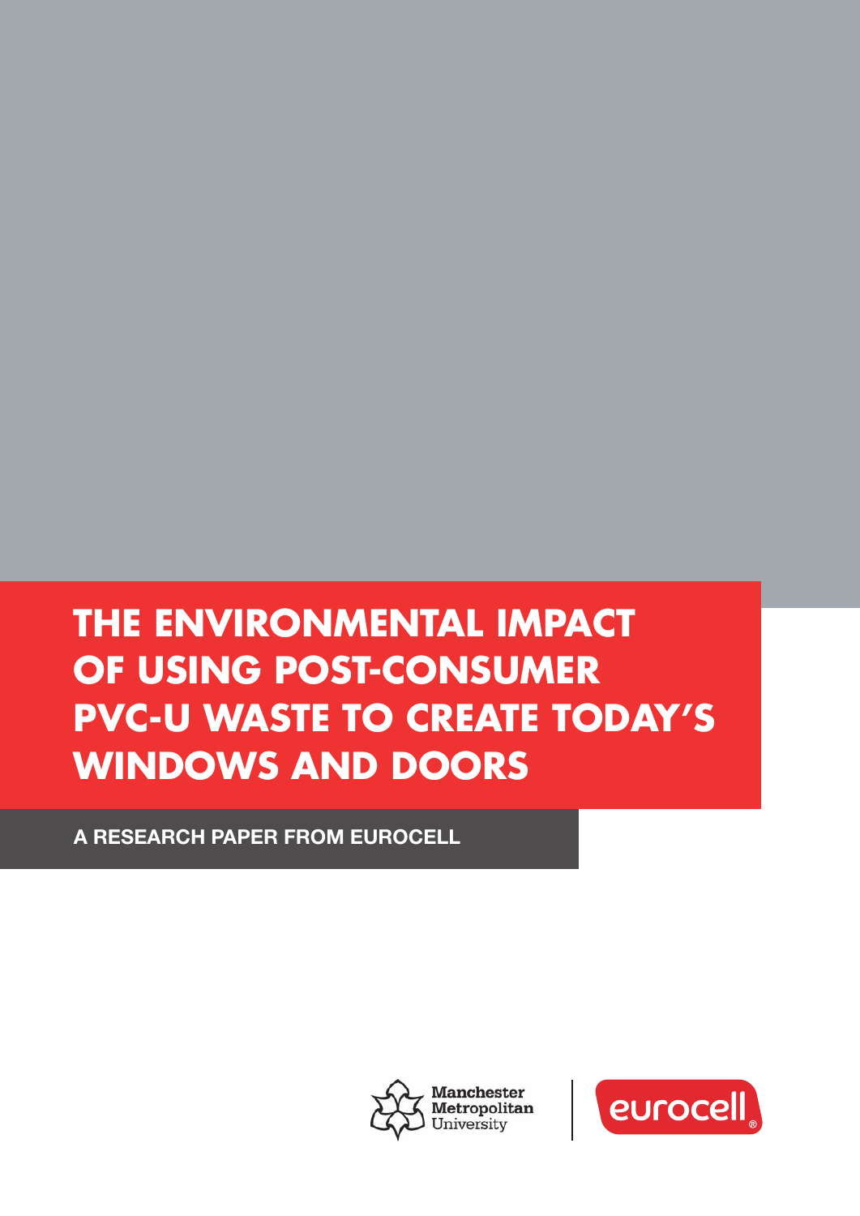# THE ENVIRONMENTAL IMPACT OF USING POST-CONSUMER PVC-U WASTE TO CREATE TODAY'S WINDOWS AND DOORS

**A RESEARCH PAPER FROM EUROCELL**

Manchester Metropolitan University

eurocell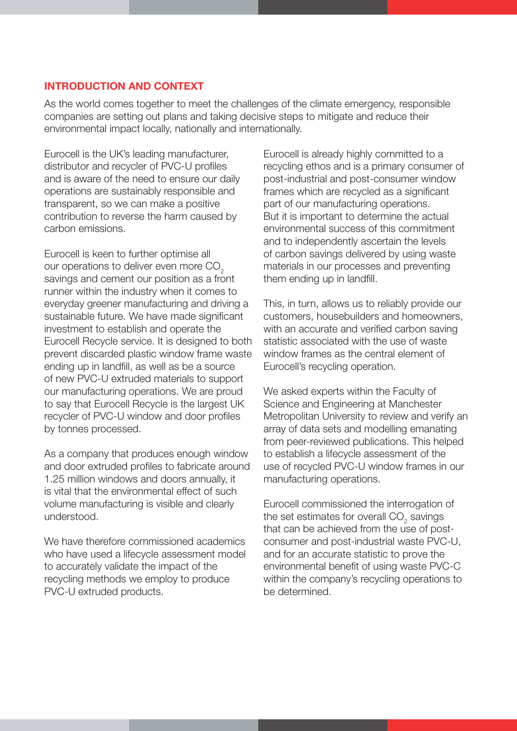## INTRODUCTION AND CONTEXT

As the world comes together to meet the challenges of the climate emergency, responsible companies are setting out plans and taking decisive steps to mitigate and reduce their environmental impact locally, nationally and internationally.

Eurocell is the UK's leading manufacturer, distributor and recycler of PVC-U profiles and is aware of the need to ensure our daily operations are sustainably responsible and transparent, so we can make a positive contribution to reverse the harm caused by carbon emissions.

Eurocell is keen to further optimise all our operations to deliver even more $CO_2$ savings and cement our position as a front runner within the industry when it comes to everyday greener manufacturing and driving a sustainable future. We have made significant investment to establish and operate the Eurocell Recycle service. It is designed to both prevent discarded plastic window frame waste ending up in landfill, as well as be a source of new PVC-U extruded materials to support our manufacturing operations. We are proud to say that Eurocell Recycle is the largest UK recycler of PVC-U window and door profiles by tonnes processed.

As a company that produces enough window and door extruded profiles to fabricate around 1.25 million windows and doors annually, it is vital that the environmental effect of such volume manufacturing is visible and clearly understood.

We have therefore commissioned academics who have used a lifecycle assessment model to accurately validate the impact of the recycling methods we employ to produce PVC-U extruded products.

Eurocell is already highly committed to a recycling ethos and is a primary consumer of post-industrial and post-consumer window frames which are recycled as a significant part of our manufacturing operations. But it is important to determine the actual environmental success of this commitment and to independently ascertain the levels of carbon savings delivered by using waste materials in our processes and preventing them ending up in landfill.

This, in turn, allows us to reliably provide our customers, housebuilders and homeowners, with an accurate and verified carbon saving statistic associated with the use of waste window frames as the central element of Eurocell's recycling operation.

We asked experts within the Faculty of Science and Engineering at Manchester Metropolitan University to review and verify an array of data sets and modelling emanating from peer-reviewed publications. This helped to establish a lifecycle assessment of the use of recycled PVC-U window frames in our manufacturing operations.

Eurocell commissioned the interrogation of the set estimates for overall $CO_2$ savings that can be achieved from the use of post-consumer and post-industrial waste PVC-U, and for an accurate statistic to prove the environmental benefit of using waste PVC-C within the company's recycling operations to be determined.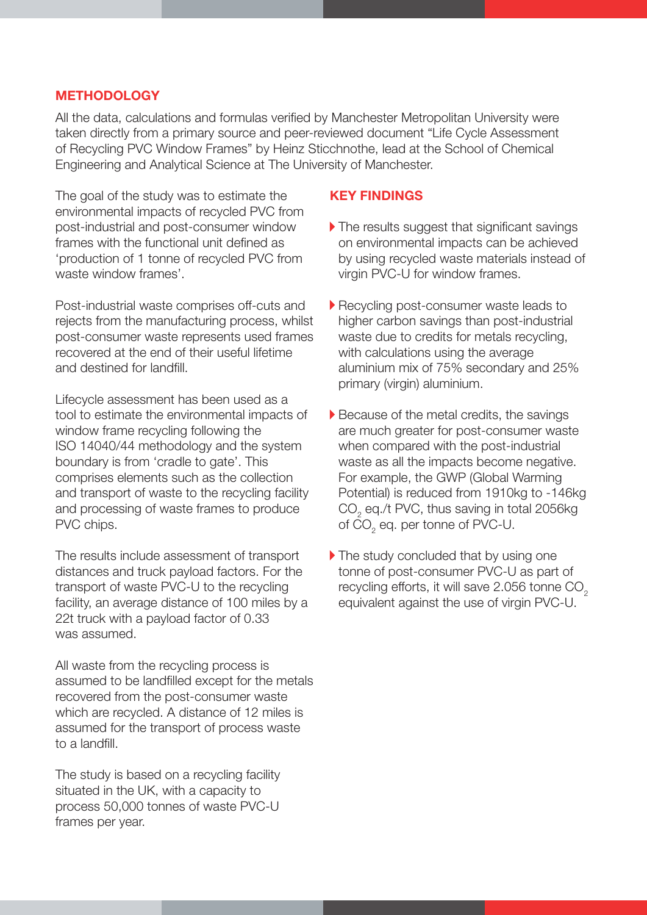## METHODOLOGY

All the data, calculations and formulas verified by Manchester Metropolitan University were taken directly from a primary source and peer-reviewed document "Life Cycle Assessment of Recycling PVC Window Frames" by Heinz Sticchnothe, lead at the School of Chemical Engineering and Analytical Science at The University of Manchester.

The goal of the study was to estimate the environmental impacts of recycled PVC from post-industrial and post-consumer window frames with the functional unit defined as 'production of 1 tonne of recycled PVC from waste window frames'.

Post-industrial waste comprises off-cuts and rejects from the manufacturing process, whilst post-consumer waste represents used frames recovered at the end of their useful lifetime and destined for landfill.

Lifecycle assessment has been used as a tool to estimate the environmental impacts of window frame recycling following the ISO 14040/44 methodology and the system boundary is from 'cradle to gate'. This comprises elements such as the collection and transport of waste to the recycling facility and processing of waste frames to produce PVC chips.

The results include assessment of transport distances and truck payload factors. For the transport of waste PVC-U to the recycling facility, an average distance of 100 miles by a 22t truck with a payload factor of 0.33 was assumed.

All waste from the recycling process is assumed to be landfilled except for the metals recovered from the post-consumer waste which are recycled. A distance of 12 miles is assumed for the transport of process waste to a landfill.

The study is based on a recycling facility situated in the UK, with a capacity to process 50,000 tonnes of waste PVC-U frames per year.

## KEY FINDINGS

- The results suggest that significant savings on environmental impacts can be achieved by using recycled waste materials instead of virgin PVC-U for window frames.
- Recycling post-consumer waste leads to higher carbon savings than post-industrial waste due to credits for metals recycling, with calculations using the average aluminium mix of 75% secondary and 25% primary (virgin) aluminium.
- Because of the metal credits, the savings are much greater for post-consumer waste when compared with the post-industrial waste as all the impacts become negative. For example, the GWP (Global Warming Potential) is reduced from 1910kg to -146kg $CO_2$ eq./t PVC, thus saving in total 2056kg of $CO_2$ eq. per tonne of PVC-U.
- The study concluded that by using one tonne of post-consumer PVC-U as part of recycling efforts, it will save 2.056 tonne $CO_2$ equivalent against the use of virgin PVC-U.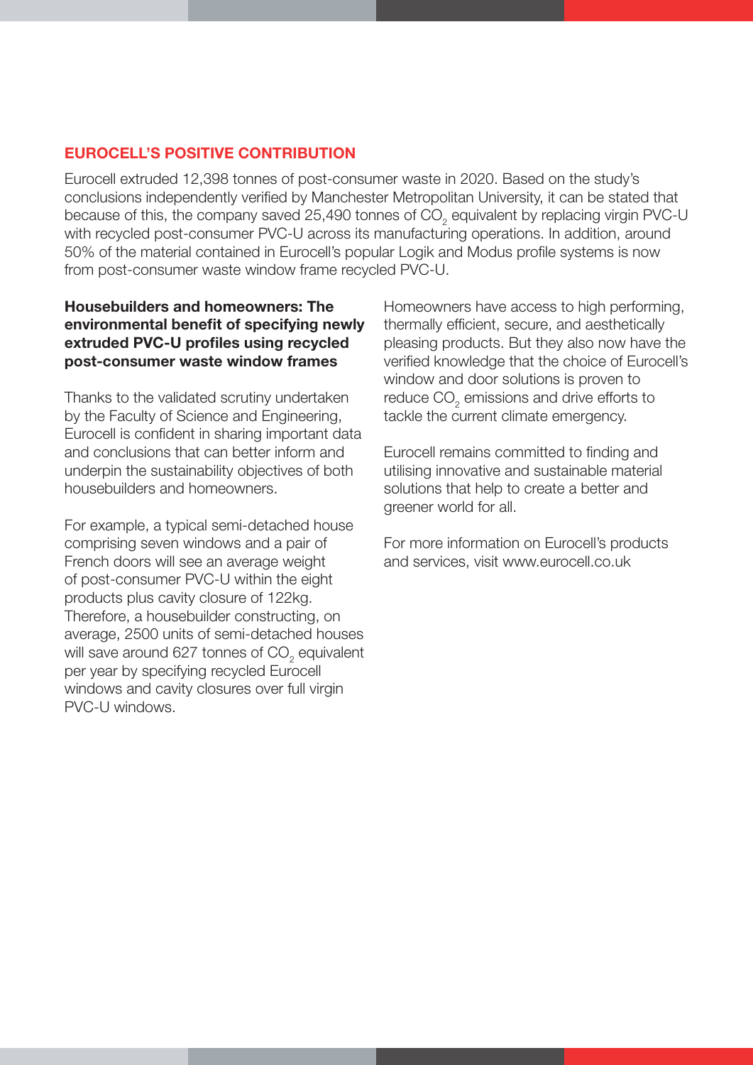## EUROCELL'S POSITIVE CONTRIBUTION

Eurocell extruded 12,398 tonnes of post-consumer waste in 2020. Based on the study's conclusions independently verified by Manchester Metropolitan University, it can be stated that because of this, the company saved 25,490 tonnes of $CO_2$ equivalent by replacing virgin PVC-U with recycled post-consumer PVC-U across its manufacturing operations. In addition, around 50% of the material contained in Eurocell's popular Logik and Modus profile systems is now from post-consumer waste window frame recycled PVC-U.

### Housebuilders and homeowners: The environmental benefit of specifying newly extruded PVC-U profiles using recycled post-consumer waste window frames

Thanks to the validated scrutiny undertaken by the Faculty of Science and Engineering, Eurocell is confident in sharing important data and conclusions that can better inform and underpin the sustainability objectives of both housebuilders and homeowners.

For example, a typical semi-detached house comprising seven windows and a pair of French doors will see an average weight of post-consumer PVC-U within the eight products plus cavity closure of 122kg. Therefore, a housebuilder constructing, on average, 2500 units of semi-detached houses will save around 627 tonnes of $CO_2$ equivalent per year by specifying recycled Eurocell windows and cavity closures over full virgin PVC-U windows.

Homeowners have access to high performing, thermally efficient, secure, and aesthetically pleasing products. But they also now have the verified knowledge that the choice of Eurocell's window and door solutions is proven to reduce $CO_2$ emissions and drive efforts to tackle the current climate emergency.

Eurocell remains committed to finding and utilising innovative and sustainable material solutions that help to create a better and greener world for all.

For more information on Eurocell's products and services, visit www.eurocell.co.uk